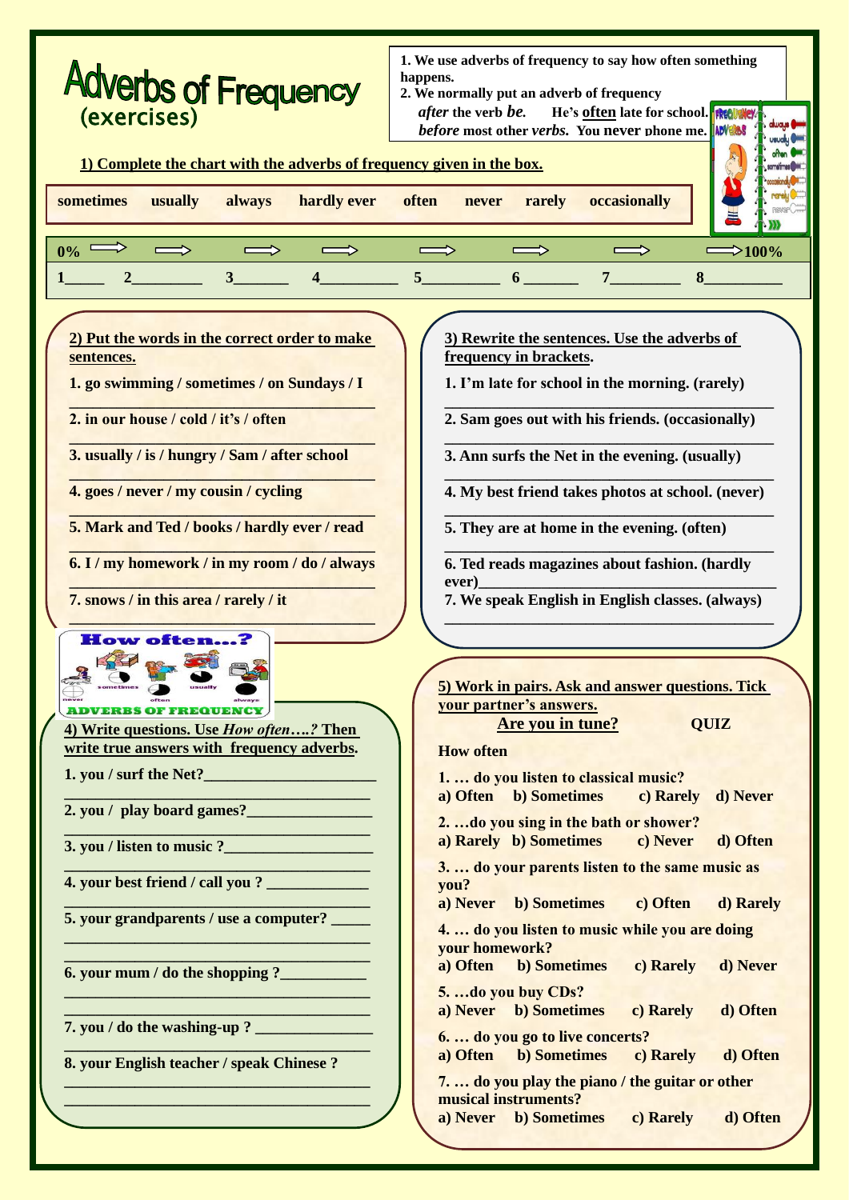# Adverbs of Frequency
(exercises)

1. We use adverbs of frequency to say how often something happens.
2. We normally put an adverb of frequency
   *after* the verb *be*. He's <u>often</u> late for school.
   *before* most other *verbs*. You **never** phone me.

### 1) Complete the chart with the adverbs of frequency given in the box.

| sometimes | usually | always | hardly ever | often | never | rarely | occasionally |
|---|---|---|---|---|---|---|---|

0% ⟹ ⟹ ⟹ ⟹ ⟹ ⟹ ⟹ ⟹ 100%

1_____ 2_________ 3_______ 4__________ 5__________ 6 _______ 7_________ 8__________

### 2) Put the words in the correct order to make sentences.

1. go swimming / sometimes / on Sundays / I
_______________________________________
2. in our house / cold / it's / often
_______________________________________
3. usually / is / hungry / Sam / after school
_______________________________________
4. goes / never / my cousin / cycling
_______________________________________
5. Mark and Ted / books / hardly ever / read
_______________________________________
6. I / my homework / in my room / do / always
_______________________________________
7. snows / in this area / rarely / it
_______________________________________

### 3) Rewrite the sentences. Use the adverbs of frequency in brackets.

1. I'm late for school in the morning. (rarely)
_______________________________________
2. Sam goes out with his friends. (occasionally)
_______________________________________
3. Ann surfs the Net in the evening. (usually)
_______________________________________
4. My best friend takes photos at school. (never)
_______________________________________
5. They are at home in the evening. (often)
_______________________________________
6. Ted reads magazines about fashion. (hardly ever)_______________________________________
7. We speak English in English classes. (always)
_______________________________________

How often...?

never sometimes often usually always

ADVERBS OF FREQUENCY

### 4) Write questions. Use *How often….?* Then write true answers with frequency adverbs.

1. you / surf the Net?______________________
_______________________________________
2. you / play board games?________________
_______________________________________
3. you / listen to music ?__________________
_______________________________________
4. your best friend / call you ? _____________
_______________________________________
5. your grandparents / use a computer? _____
_______________________________________
_______________________________________
6. your mum / do the shopping ?___________
_______________________________________
_______________________________________
7. you / do the washing-up ? _______________
_______________________________________
8. your English teacher / speak Chinese ?
_______________________________________
_______________________________________

### 5) Work in pairs. Ask and answer questions. Tick your partner's answers.

**<u>Are you in tune?</u>** QUIZ

How often

1. … do you listen to classical music?
a) Often b) Sometimes c) Rarely d) Never

2. …do you sing in the bath or shower?
a) Rarely b) Sometimes c) Never d) Often

3. … do your parents listen to the same music as you?
a) Never b) Sometimes c) Often d) Rarely

4. … do you listen to music while you are doing your homework?
a) Often b) Sometimes c) Rarely d) Never

5. …do you buy CDs?
a) Never b) Sometimes c) Rarely d) Often

6. … do you go to live concerts?
a) Often b) Sometimes c) Rarely d) Often

7. … do you play the piano / the guitar or other musical instruments?
a) Never b) Sometimes c) Rarely d) Often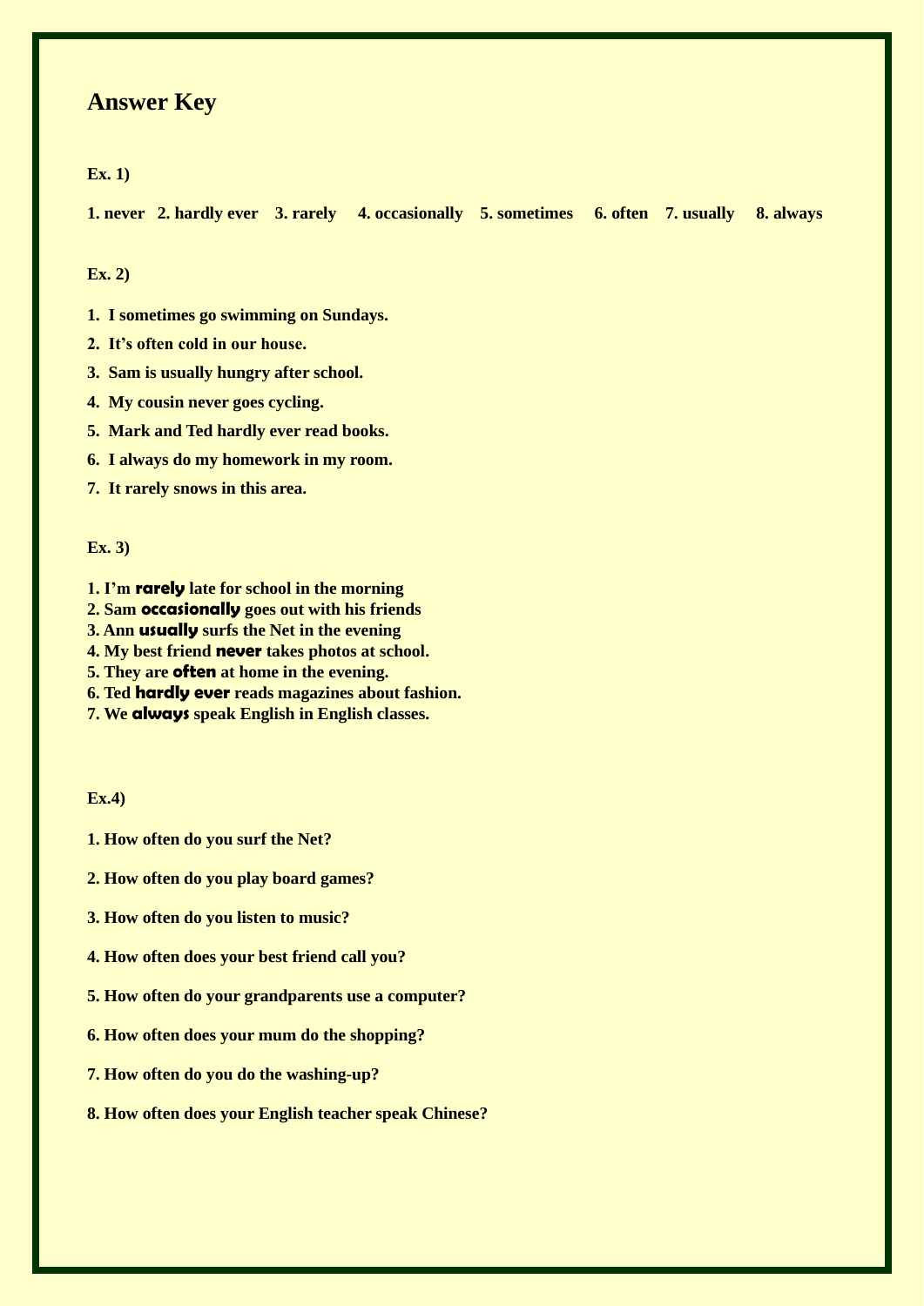# Answer Key

**Ex. 1)**

**1. never 2. hardly ever 3. rarely 4. occasionally 5. sometimes 6. often 7. usually 8. always**

**Ex. 2)**

1. **I sometimes go swimming on Sundays.**
2. **It's often cold in our house.**
3. **Sam is usually hungry after school.**
4. **My cousin never goes cycling.**
5. **Mark and Ted hardly ever read books.**
6. **I always do my homework in my room.**
7. **It rarely snows in this area.**

**Ex. 3)**

1. **I'm rarely late for school in the morning**
2. **Sam occasionally goes out with his friends**
3. **Ann usually surfs the Net in the evening**
4. **My best friend never takes photos at school.**
5. **They are often at home in the evening.**
6. **Ted hardly ever reads magazines about fashion.**
7. **We always speak English in English classes.**

**Ex.4)**

1. **How often do you surf the Net?**
2. **How often do you play board games?**
3. **How often do you listen to music?**
4. **How often does your best friend call you?**
5. **How often do your grandparents use a computer?**
6. **How often does your mum do the shopping?**
7. **How often do you do the washing-up?**
8. **How often does your English teacher speak Chinese?**